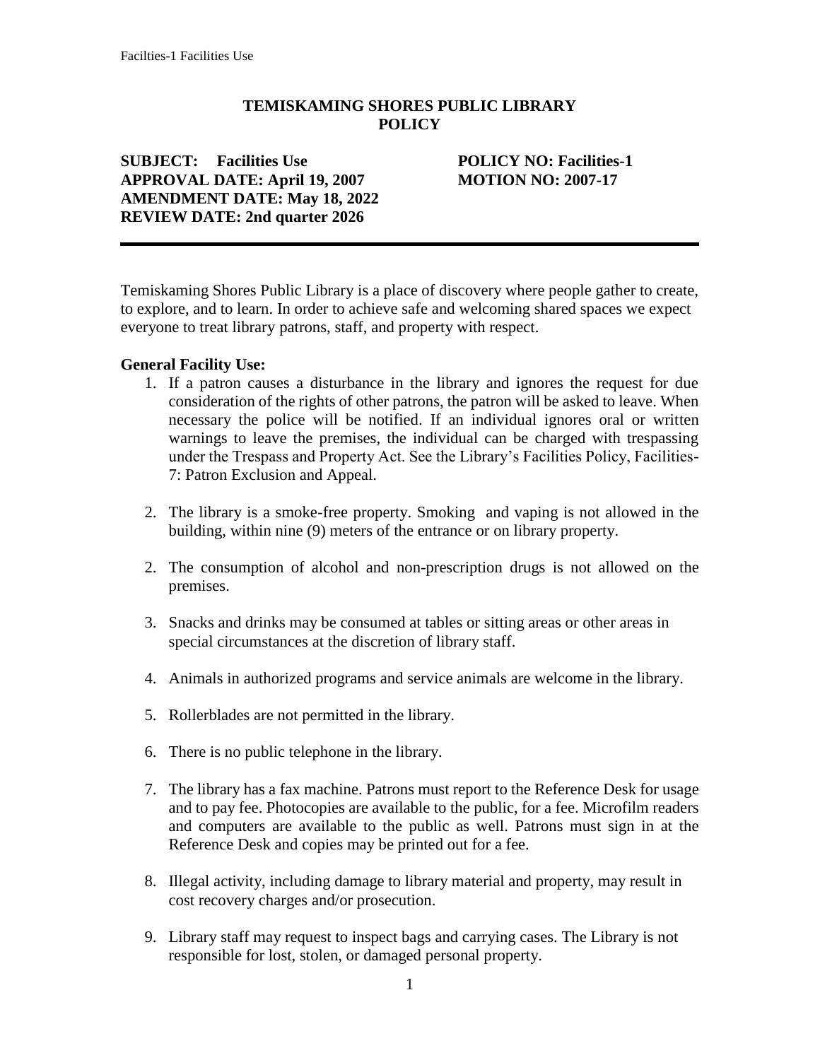# TEMISKAMING SHORES PUBLIC LIBRARY POLICY

**SUBJECT: Facilities Use** **POLICY NO: Facilities-1**
**APPROVAL DATE: April 19, 2007** **MOTION NO: 2007-17**
**AMENDMENT DATE: May 18, 2022**
**REVIEW DATE: 2nd quarter 2026**

---

Temiskaming Shores Public Library is a place of discovery where people gather to create, to explore, and to learn. In order to achieve safe and welcoming shared spaces we expect everyone to treat library patrons, staff, and property with respect.

**General Facility Use:**

1. If a patron causes a disturbance in the library and ignores the request for due consideration of the rights of other patrons, the patron will be asked to leave. When necessary the police will be notified. If an individual ignores oral or written warnings to leave the premises, the individual can be charged with trespassing under the Trespass and Property Act. See the Library's Facilities Policy, Facilities-7: Patron Exclusion and Appeal.

2. The library is a smoke-free property. Smoking and vaping is not allowed in the building, within nine (9) meters of the entrance or on library property.

2. The consumption of alcohol and non-prescription drugs is not allowed on the premises.

3. Snacks and drinks may be consumed at tables or sitting areas or other areas in special circumstances at the discretion of library staff.

4. Animals in authorized programs and service animals are welcome in the library.

5. Rollerblades are not permitted in the library.

6. There is no public telephone in the library.

7. The library has a fax machine. Patrons must report to the Reference Desk for usage and to pay fee. Photocopies are available to the public, for a fee. Microfilm readers and computers are available to the public as well. Patrons must sign in at the Reference Desk and copies may be printed out for a fee.

8. Illegal activity, including damage to library material and property, may result in cost recovery charges and/or prosecution.

9. Library staff may request to inspect bags and carrying cases. The Library is not responsible for lost, stolen, or damaged personal property.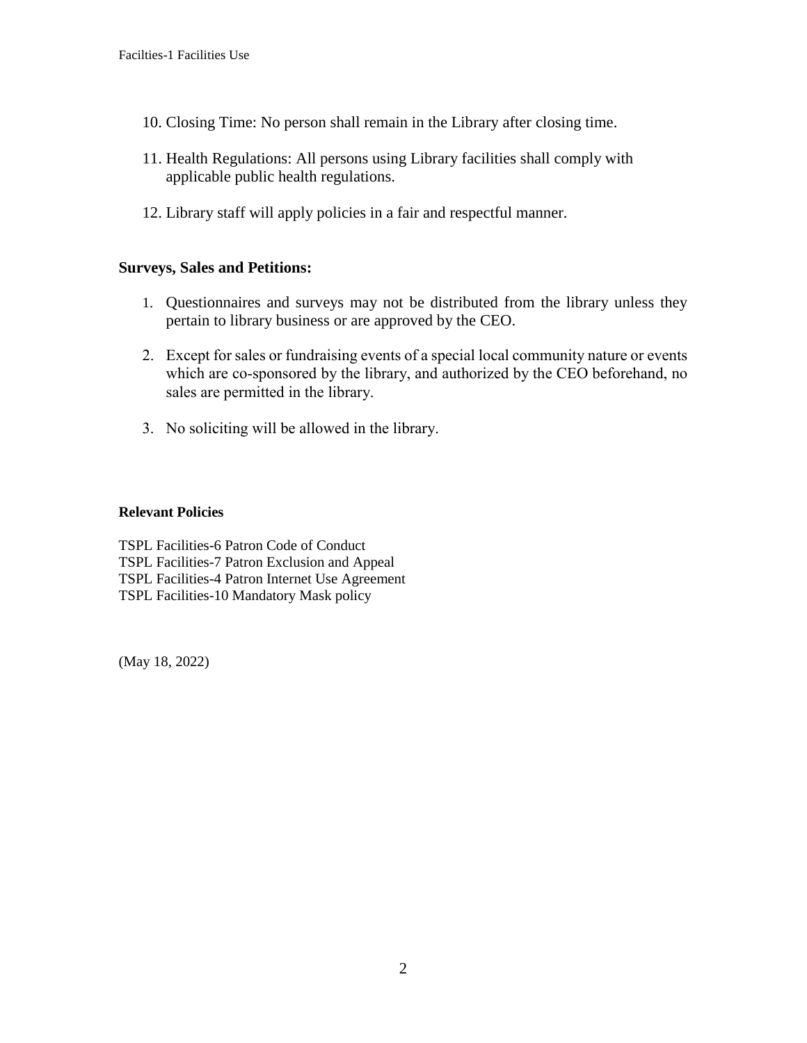10. Closing Time: No person shall remain in the Library after closing time.

11. Health Regulations: All persons using Library facilities shall comply with applicable public health regulations.

12. Library staff will apply policies in a fair and respectful manner.

**Surveys, Sales and Petitions:**

1. Questionnaires and surveys may not be distributed from the library unless they pertain to library business or are approved by the CEO.

2. Except for sales or fundraising events of a special local community nature or events which are co-sponsored by the library, and authorized by the CEO beforehand, no sales are permitted in the library.

3. No soliciting will be allowed in the library.

**Relevant Policies**

TSPL Facilities-6 Patron Code of Conduct
TSPL Facilities-7 Patron Exclusion and Appeal
TSPL Facilities-4 Patron Internet Use Agreement
TSPL Facilities-10 Mandatory Mask policy

(May 18, 2022)